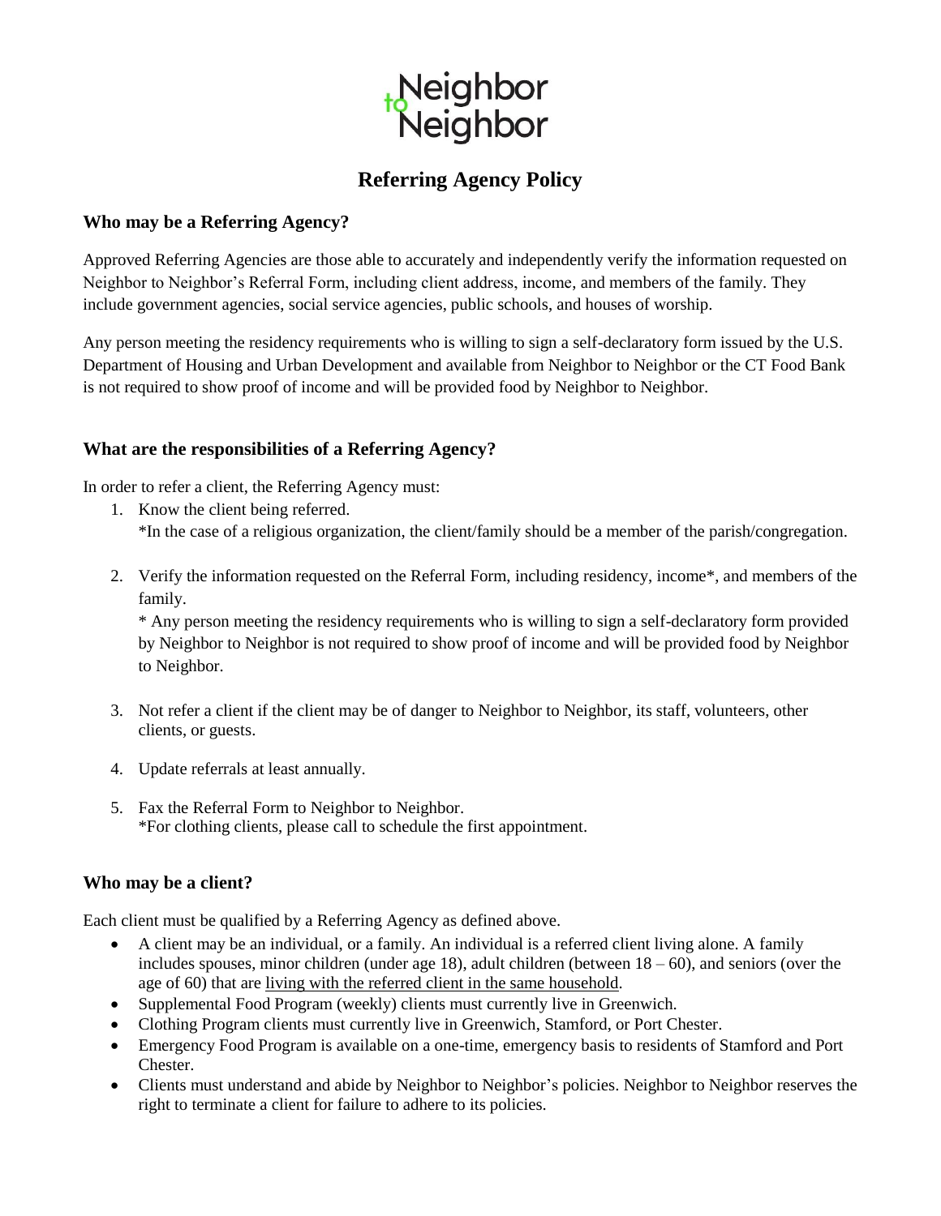# Neighbor to Neighbor

## Referring Agency Policy

### Who may be a Referring Agency?

Approved Referring Agencies are those able to accurately and independently verify the information requested on Neighbor to Neighbor's Referral Form, including client address, income, and members of the family. They include government agencies, social service agencies, public schools, and houses of worship.

Any person meeting the residency requirements who is willing to sign a self-declaratory form issued by the U.S. Department of Housing and Urban Development and available from Neighbor to Neighbor or the CT Food Bank is not required to show proof of income and will be provided food by Neighbor to Neighbor.

### What are the responsibilities of a Referring Agency?

In order to refer a client, the Referring Agency must:

1. Know the client being referred.
   *In the case of a religious organization, the client/family should be a member of the parish/congregation.

2. Verify the information requested on the Referral Form, including residency, income*, and members of the family.
   * Any person meeting the residency requirements who is willing to sign a self-declaratory form provided by Neighbor to Neighbor is not required to show proof of income and will be provided food by Neighbor to Neighbor.

3. Not refer a client if the client may be of danger to Neighbor to Neighbor, its staff, volunteers, other clients, or guests.

4. Update referrals at least annually.

5. Fax the Referral Form to Neighbor to Neighbor.
   *For clothing clients, please call to schedule the first appointment.

### Who may be a client?

Each client must be qualified by a Referring Agency as defined above.

- A client may be an individual, or a family. An individual is a referred client living alone. A family includes spouses, minor children (under age 18), adult children (between 18 – 60), and seniors (over the age of 60) that are <u>living with the referred client in the same household</u>.
- Supplemental Food Program (weekly) clients must currently live in Greenwich.
- Clothing Program clients must currently live in Greenwich, Stamford, or Port Chester.
- Emergency Food Program is available on a one-time, emergency basis to residents of Stamford and Port Chester.
- Clients must understand and abide by Neighbor to Neighbor's policies. Neighbor to Neighbor reserves the right to terminate a client for failure to adhere to its policies.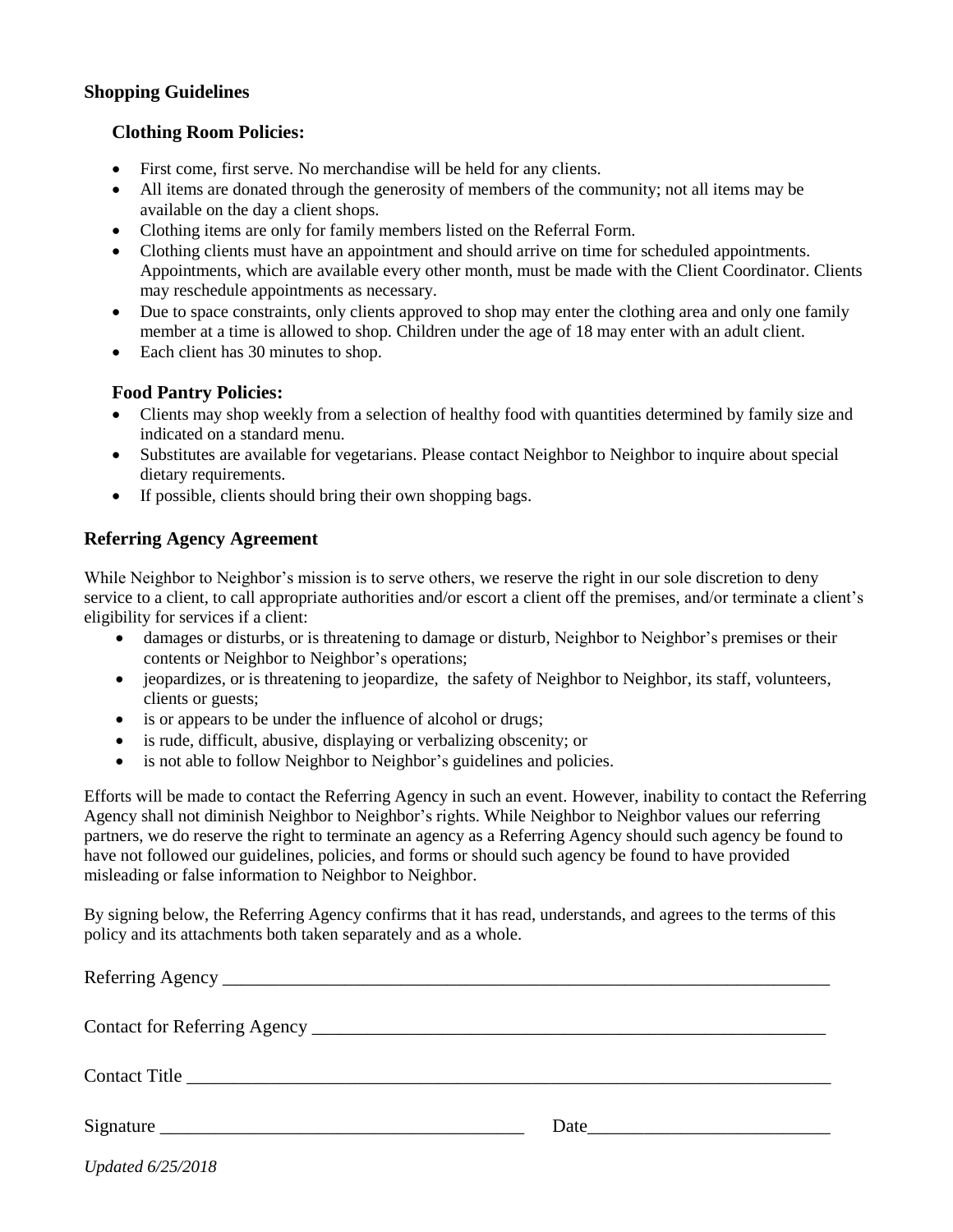## Shopping Guidelines

### Clothing Room Policies:

- First come, first serve. No merchandise will be held for any clients.
- All items are donated through the generosity of members of the community; not all items may be available on the day a client shops.
- Clothing items are only for family members listed on the Referral Form.
- Clothing clients must have an appointment and should arrive on time for scheduled appointments. Appointments, which are available every other month, must be made with the Client Coordinator. Clients may reschedule appointments as necessary.
- Due to space constraints, only clients approved to shop may enter the clothing area and only one family member at a time is allowed to shop. Children under the age of 18 may enter with an adult client.
- Each client has 30 minutes to shop.

### Food Pantry Policies:

- Clients may shop weekly from a selection of healthy food with quantities determined by family size and indicated on a standard menu.
- Substitutes are available for vegetarians. Please contact Neighbor to Neighbor to inquire about special dietary requirements.
- If possible, clients should bring their own shopping bags.

## Referring Agency Agreement

While Neighbor to Neighbor's mission is to serve others, we reserve the right in our sole discretion to deny service to a client, to call appropriate authorities and/or escort a client off the premises, and/or terminate a client's eligibility for services if a client:

- damages or disturbs, or is threatening to damage or disturb, Neighbor to Neighbor's premises or their contents or Neighbor to Neighbor's operations;
- jeopardizes, or is threatening to jeopardize, the safety of Neighbor to Neighbor, its staff, volunteers, clients or guests;
- is or appears to be under the influence of alcohol or drugs;
- is rude, difficult, abusive, displaying or verbalizing obscenity; or
- is not able to follow Neighbor to Neighbor's guidelines and policies.

Efforts will be made to contact the Referring Agency in such an event. However, inability to contact the Referring Agency shall not diminish Neighbor to Neighbor's rights. While Neighbor to Neighbor values our referring partners, we do reserve the right to terminate an agency as a Referring Agency should such agency be found to have not followed our guidelines, policies, and forms or should such agency be found to have provided misleading or false information to Neighbor to Neighbor.

By signing below, the Referring Agency confirms that it has read, understands, and agrees to the terms of this policy and its attachments both taken separately and as a whole.

Referring Agency ______________________________________________________________________

Contact for Referring Agency ________________________________________________________

Contact Title __________________________________________________________________________

Signature ________________________________________ Date__________________________

*Updated 6/25/2018*